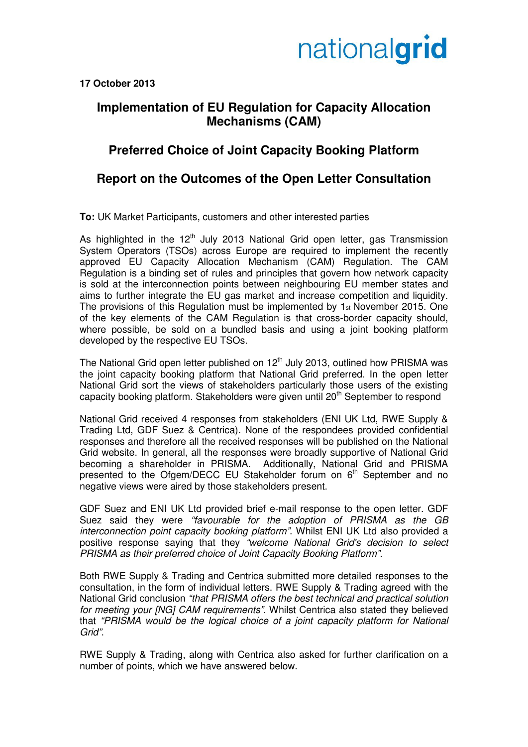nationalgrid

**17 October 2013**

# Implementation of EU Regulation for Capacity Allocation Mechanisms (CAM)

## Preferred Choice of Joint Capacity Booking Platform

## Report on the Outcomes of the Open Letter Consultation

**To:** UK Market Participants, customers and other interested parties

As highlighted in the 12th July 2013 National Grid open letter, gas Transmission System Operators (TSOs) across Europe are required to implement the recently approved EU Capacity Allocation Mechanism (CAM) Regulation. The CAM Regulation is a binding set of rules and principles that govern how network capacity is sold at the interconnection points between neighbouring EU member states and aims to further integrate the EU gas market and increase competition and liquidity. The provisions of this Regulation must be implemented by 1st November 2015. One of the key elements of the CAM Regulation is that cross-border capacity should, where possible, be sold on a bundled basis and using a joint booking platform developed by the respective EU TSOs.

The National Grid open letter published on 12th July 2013, outlined how PRISMA was the joint capacity booking platform that National Grid preferred. In the open letter National Grid sort the views of stakeholders particularly those users of the existing capacity booking platform. Stakeholders were given until 20th September to respond

National Grid received 4 responses from stakeholders (ENI UK Ltd, RWE Supply & Trading Ltd, GDF Suez & Centrica). None of the respondees provided confidential responses and therefore all the received responses will be published on the National Grid website. In general, all the responses were broadly supportive of National Grid becoming a shareholder in PRISMA. Additionally, National Grid and PRISMA presented to the Ofgem/DECC EU Stakeholder forum on 6th September and no negative views were aired by those stakeholders present.

GDF Suez and ENI UK Ltd provided brief e-mail response to the open letter. GDF Suez said they were *"favourable for the adoption of PRISMA as the GB interconnection point capacity booking platform"*. Whilst ENI UK Ltd also provided a positive response saying that they *"welcome National Grid's decision to select PRISMA as their preferred choice of Joint Capacity Booking Platform"*.

Both RWE Supply & Trading and Centrica submitted more detailed responses to the consultation, in the form of individual letters. RWE Supply & Trading agreed with the National Grid conclusion *"that PRISMA offers the best technical and practical solution for meeting your [NG] CAM requirements"*. Whilst Centrica also stated they believed that *"PRISMA would be the logical choice of a joint capacity platform for National Grid"*.

RWE Supply & Trading, along with Centrica also asked for further clarification on a number of points, which we have answered below.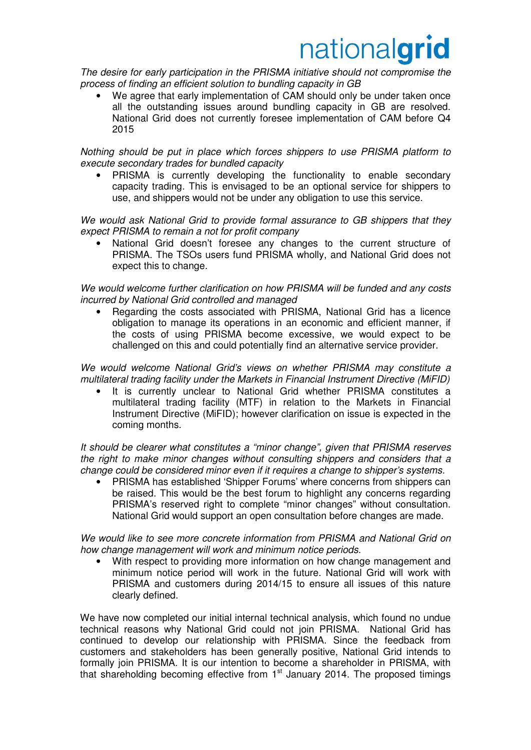*The desire for early participation in the PRISMA initiative should not compromise the process of finding an efficient solution to bundling capacity in GB*

- We agree that early implementation of CAM should only be under taken once all the outstanding issues around bundling capacity in GB are resolved. National Grid does not currently foresee implementation of CAM before Q4 2015

*Nothing should be put in place which forces shippers to use PRISMA platform to execute secondary trades for bundled capacity*

- PRISMA is currently developing the functionality to enable secondary capacity trading. This is envisaged to be an optional service for shippers to use, and shippers would not be under any obligation to use this service.

*We would ask National Grid to provide formal assurance to GB shippers that they expect PRISMA to remain a not for profit company*

- National Grid doesn't foresee any changes to the current structure of PRISMA. The TSOs users fund PRISMA wholly, and National Grid does not expect this to change.

*We would welcome further clarification on how PRISMA will be funded and any costs incurred by National Grid controlled and managed*

- Regarding the costs associated with PRISMA, National Grid has a licence obligation to manage its operations in an economic and efficient manner, if the costs of using PRISMA become excessive, we would expect to be challenged on this and could potentially find an alternative service provider.

*We would welcome National Grid's views on whether PRISMA may constitute a multilateral trading facility under the Markets in Financial Instrument Directive (MiFID)*

- It is currently unclear to National Grid whether PRISMA constitutes a multilateral trading facility (MTF) in relation to the Markets in Financial Instrument Directive (MiFID); however clarification on issue is expected in the coming months.

*It should be clearer what constitutes a "minor change", given that PRISMA reserves the right to make minor changes without consulting shippers and considers that a change could be considered minor even if it requires a change to shipper's systems.*

- PRISMA has established 'Shipper Forums' where concerns from shippers can be raised. This would be the best forum to highlight any concerns regarding PRISMA's reserved right to complete "minor changes" without consultation. National Grid would support an open consultation before changes are made.

*We would like to see more concrete information from PRISMA and National Grid on how change management will work and minimum notice periods.*

- With respect to providing more information on how change management and minimum notice period will work in the future. National Grid will work with PRISMA and customers during 2014/15 to ensure all issues of this nature clearly defined.

We have now completed our initial internal technical analysis, which found no undue technical reasons why National Grid could not join PRISMA. National Grid has continued to develop our relationship with PRISMA. Since the feedback from customers and stakeholders has been generally positive, National Grid intends to formally join PRISMA. It is our intention to become a shareholder in PRISMA, with that shareholding becoming effective from 1st January 2014. The proposed timings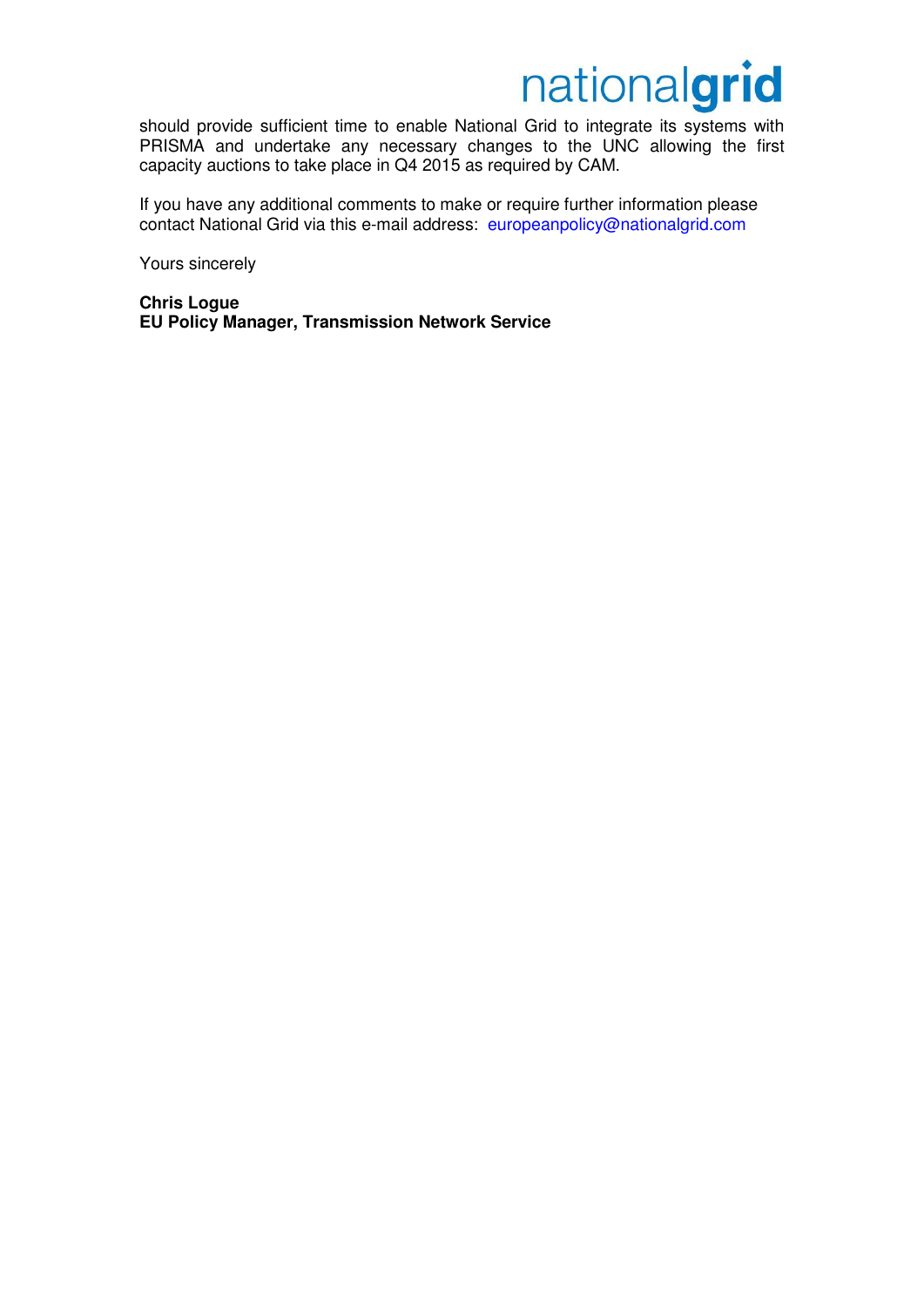should provide sufficient time to enable National Grid to integrate its systems with PRISMA and undertake any necessary changes to the UNC allowing the first capacity auctions to take place in Q4 2015 as required by CAM.

If you have any additional comments to make or require further information please contact National Grid via this e-mail address: europeanpolicy@nationalgrid.com

Yours sincerely

**Chris Logue**
**EU Policy Manager, Transmission Network Service**